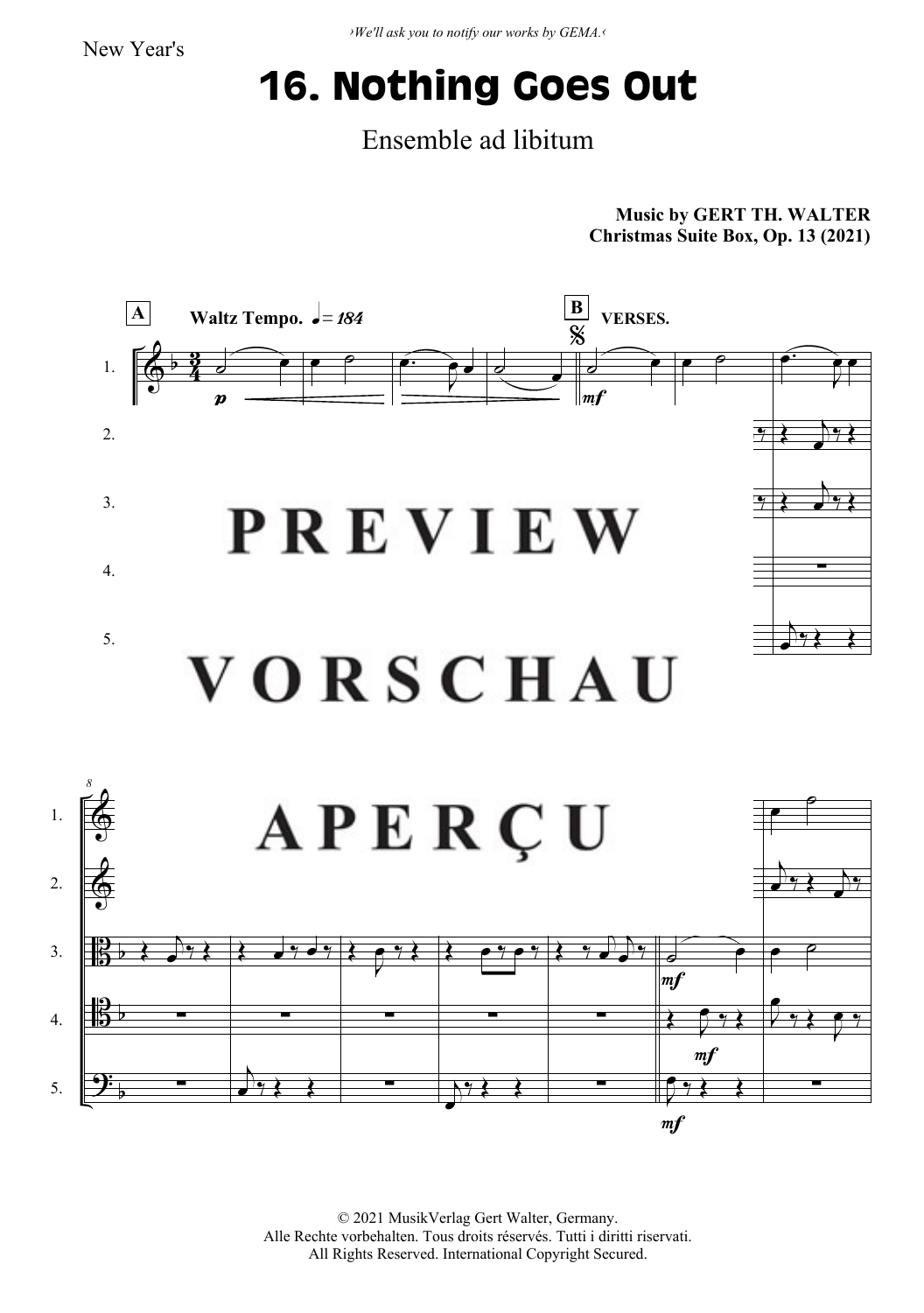›We'll ask you to notify our works by GEMA.‹

New Year's

# 16. Nothing Goes Out

Ensemble ad libitum

**Music by GERT TH. WALTER**
**Christmas Suite Box, Op. 13 (2021)**

PREVIEW

VORSCHAU

APERÇU

© 2021 MusikVerlag Gert Walter, Germany.
Alle Rechte vorbehalten. Tous droits réservés. Tutti i diritti riservati.
All Rights Reserved. International Copyright Secured.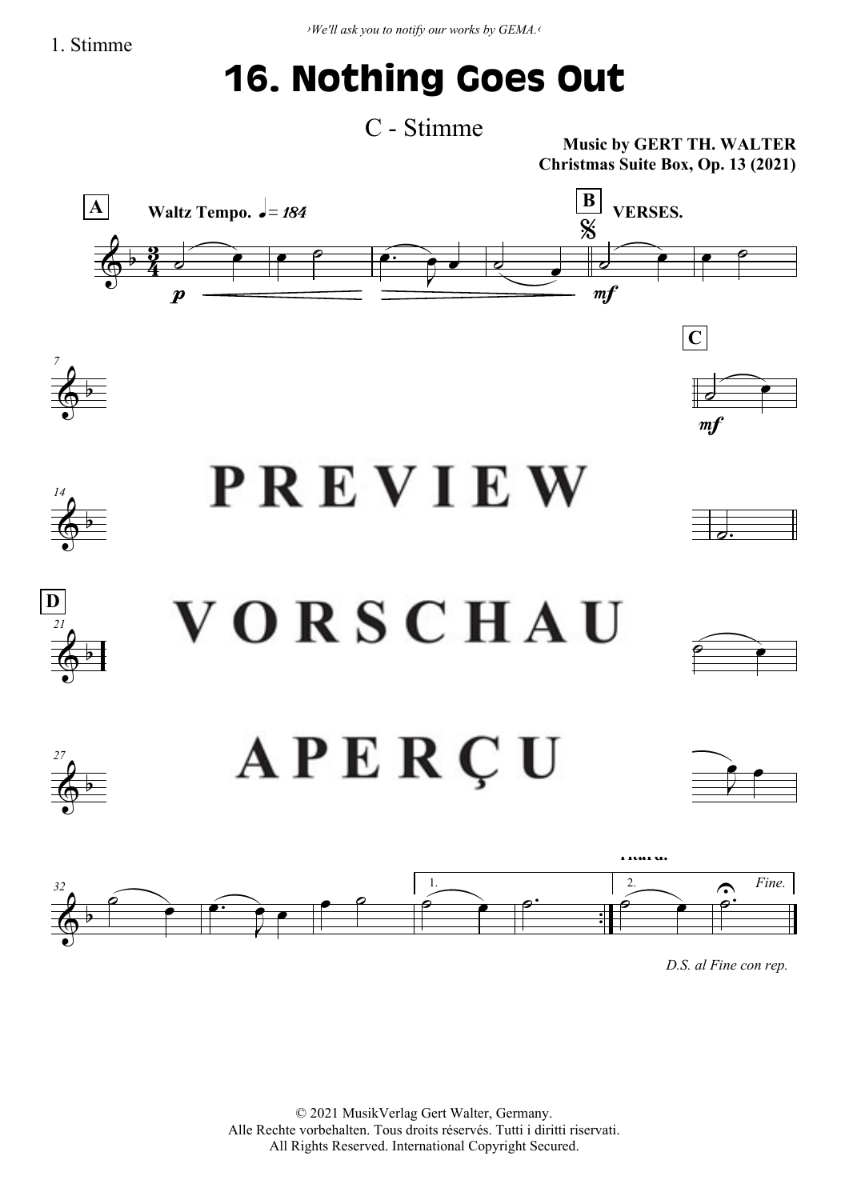1. Stimme

›We'll ask you to notify our works by GEMA.‹

# 16. Nothing Goes Out

C - Stimme

**Music by GERT TH. WALTER**
**Christmas Suite Box, Op. 13 (2021)**

D.S. al Fine con rep.

© 2021 MusikVerlag Gert Walter, Germany.
Alle Rechte vorbehalten. Tous droits réservés. Tutti i diritti riservati.
All Rights Reserved. International Copyright Secured.